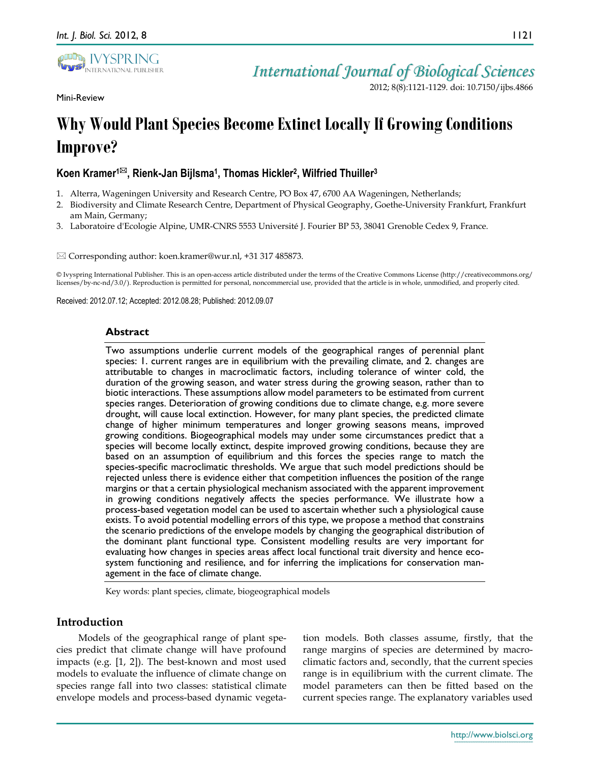Mini-Review

# Why Would Plant Species Become Extinct Locally If Growing Conditions Improve?

**Koen Kramer[1]✉, Rienk-Jan Bijlsma[1], Thomas Hickler[2], Wilfried Thuiller[3]**

1. Alterra, Wageningen University and Research Centre, PO Box 47, 6700 AA Wageningen, Netherlands;
2. Biodiversity and Climate Research Centre, Department of Physical Geography, Goethe-University Frankfurt, Frankfurt am Main, Germany;
3. Laboratoire d'Ecologie Alpine, UMR-CNRS 5553 Université J. Fourier BP 53, 38041 Grenoble Cedex 9, France.

✉ Corresponding author: koen.kramer@wur.nl, +31 317 485873.

© Ivyspring International Publisher. This is an open-access article distributed under the terms of the Creative Commons License (http://creativecommons.org/licenses/by-nc-nd/3.0/). Reproduction is permitted for personal, noncommercial use, provided that the article is in whole, unmodified, and properly cited.

Received: 2012.07.12; Accepted: 2012.08.28; Published: 2012.09.07

## Abstract

Two assumptions underlie current models of the geographical ranges of perennial plant species: 1. current ranges are in equilibrium with the prevailing climate, and 2. changes are attributable to changes in macroclimatic factors, including tolerance of winter cold, the duration of the growing season, and water stress during the growing season, rather than to biotic interactions. These assumptions allow model parameters to be estimated from current species ranges. Deterioration of growing conditions due to climate change, e.g. more severe drought, will cause local extinction. However, for many plant species, the predicted climate change of higher minimum temperatures and longer growing seasons means, improved growing conditions. Biogeographical models may under some circumstances predict that a species will become locally extinct, despite improved growing conditions, because they are based on an assumption of equilibrium and this forces the species range to match the species-specific macroclimatic thresholds. We argue that such model predictions should be rejected unless there is evidence either that competition influences the position of the range margins or that a certain physiological mechanism associated with the apparent improvement in growing conditions negatively affects the species performance. We illustrate how a process-based vegetation model can be used to ascertain whether such a physiological cause exists. To avoid potential modelling errors of this type, we propose a method that constrains the scenario predictions of the envelope models by changing the geographical distribution of the dominant plant functional type. Consistent modelling results are very important for evaluating how changes in species areas affect local functional trait diversity and hence ecosystem functioning and resilience, and for inferring the implications for conservation management in the face of climate change.

Key words: plant species, climate, biogeographical models

## Introduction

Models of the geographical range of plant species predict that climate change will have profound impacts (e.g. [1, 2]). The best-known and most used models to evaluate the influence of climate change on species range fall into two classes: statistical climate envelope models and process-based dynamic vegetation models. Both classes assume, firstly, that the range margins of species are determined by macroclimatic factors and, secondly, that the current species range is in equilibrium with the current climate. The model parameters can then be fitted based on the current species range. The explanatory variables used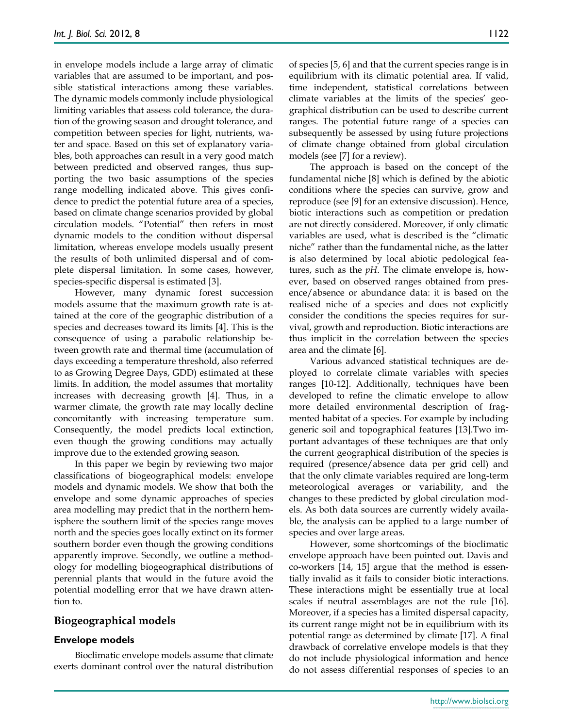in envelope models include a large array of climatic variables that are assumed to be important, and possible statistical interactions among these variables. The dynamic models commonly include physiological limiting variables that assess cold tolerance, the duration of the growing season and drought tolerance, and competition between species for light, nutrients, water and space. Based on this set of explanatory variables, both approaches can result in a very good match between predicted and observed ranges, thus supporting the two basic assumptions of the species range modelling indicated above. This gives confidence to predict the potential future area of a species, based on climate change scenarios provided by global circulation models. "Potential" then refers in most dynamic models to the condition without dispersal limitation, whereas envelope models usually present the results of both unlimited dispersal and of complete dispersal limitation. In some cases, however, species-specific dispersal is estimated [3].

However, many dynamic forest succession models assume that the maximum growth rate is attained at the core of the geographic distribution of a species and decreases toward its limits [4]. This is the consequence of using a parabolic relationship between growth rate and thermal time (accumulation of days exceeding a temperature threshold, also referred to as Growing Degree Days, GDD) estimated at these limits. In addition, the model assumes that mortality increases with decreasing growth [4]. Thus, in a warmer climate, the growth rate may locally decline concomitantly with increasing temperature sum. Consequently, the model predicts local extinction, even though the growing conditions may actually improve due to the extended growing season.

In this paper we begin by reviewing two major classifications of biogeographical models: envelope models and dynamic models. We show that both the envelope and some dynamic approaches of species area modelling may predict that in the northern hemisphere the southern limit of the species range moves north and the species goes locally extinct on its former southern border even though the growing conditions apparently improve. Secondly, we outline a methodology for modelling biogeographical distributions of perennial plants that would in the future avoid the potential modelling error that we have drawn attention to.

## Biogeographical models

### Envelope models

Bioclimatic envelope models assume that climate exerts dominant control over the natural distribution of species [5, 6] and that the current species range is in equilibrium with its climatic potential area. If valid, time independent, statistical correlations between climate variables at the limits of the species' geographical distribution can be used to describe current ranges. The potential future range of a species can subsequently be assessed by using future projections of climate change obtained from global circulation models (see [7] for a review).

The approach is based on the concept of the fundamental niche [8] which is defined by the abiotic conditions where the species can survive, grow and reproduce (see [9] for an extensive discussion). Hence, biotic interactions such as competition or predation are not directly considered. Moreover, if only climatic variables are used, what is described is the "climatic niche" rather than the fundamental niche, as the latter is also determined by local abiotic pedological features, such as the *pH*. The climate envelope is, however, based on observed ranges obtained from presence/absence or abundance data: it is based on the realised niche of a species and does not explicitly consider the conditions the species requires for survival, growth and reproduction. Biotic interactions are thus implicit in the correlation between the species area and the climate [6].

Various advanced statistical techniques are deployed to correlate climate variables with species ranges [10-12]. Additionally, techniques have been developed to refine the climatic envelope to allow more detailed environmental description of fragmented habitat of a species. For example by including generic soil and topographical features [13].Two important advantages of these techniques are that only the current geographical distribution of the species is required (presence/absence data per grid cell) and that the only climate variables required are long-term meteorological averages or variability, and the changes to these predicted by global circulation models. As both data sources are currently widely available, the analysis can be applied to a large number of species and over large areas.

However, some shortcomings of the bioclimatic envelope approach have been pointed out. Davis and co-workers [14, 15] argue that the method is essentially invalid as it fails to consider biotic interactions. These interactions might be essentially true at local scales if neutral assemblages are not the rule [16]. Moreover, if a species has a limited dispersal capacity, its current range might not be in equilibrium with its potential range as determined by climate [17]. A final drawback of correlative envelope models is that they do not include physiological information and hence do not assess differential responses of species to an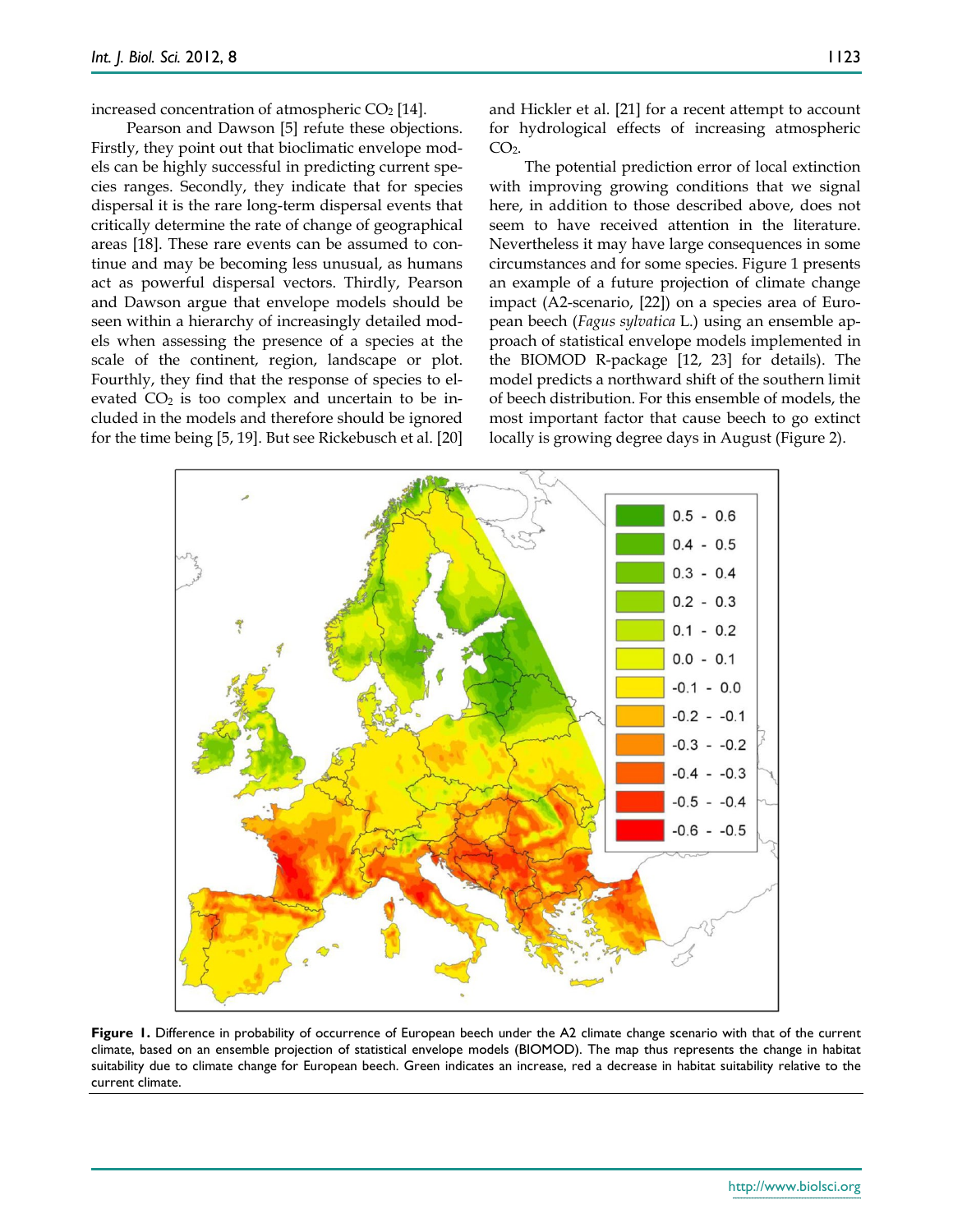increased concentration of atmospheric $CO_2$ [14].

Pearson and Dawson [5] refute these objections. Firstly, they point out that bioclimatic envelope models can be highly successful in predicting current species ranges. Secondly, they indicate that for species dispersal it is the rare long-term dispersal events that critically determine the rate of change of geographical areas [18]. These rare events can be assumed to continue and may be becoming less unusual, as humans act as powerful dispersal vectors. Thirdly, Pearson and Dawson argue that envelope models should be seen within a hierarchy of increasingly detailed models when assessing the presence of a species at the scale of the continent, region, landscape or plot. Fourthly, they find that the response of species to elevated $CO_2$ is too complex and uncertain to be included in the models and therefore should be ignored for the time being [5, 19]. But see Rickebusch et al. [20] and Hickler et al. [21] for a recent attempt to account for hydrological effects of increasing atmospheric $CO_2$.

The potential prediction error of local extinction with improving growing conditions that we signal here, in addition to those described above, does not seem to have received attention in the literature. Nevertheless it may have large consequences in some circumstances and for some species. Figure 1 presents an example of a future projection of climate change impact (A2-scenario, [22]) on a species area of European beech (*Fagus sylvatica* L.) using an ensemble approach of statistical envelope models implemented in the BIOMOD R-package [12, 23] for details). The model predicts a northward shift of the southern limit of beech distribution. For this ensemble of models, the most important factor that cause beech to go extinct locally is growing degree days in August (Figure 2).

**Figure 1.** Difference in probability of occurrence of European beech under the A2 climate change scenario with that of the current climate, based on an ensemble projection of statistical envelope models (BIOMOD). The map thus represents the change in habitat suitability due to climate change for European beech. Green indicates an increase, red a decrease in habitat suitability relative to the current climate.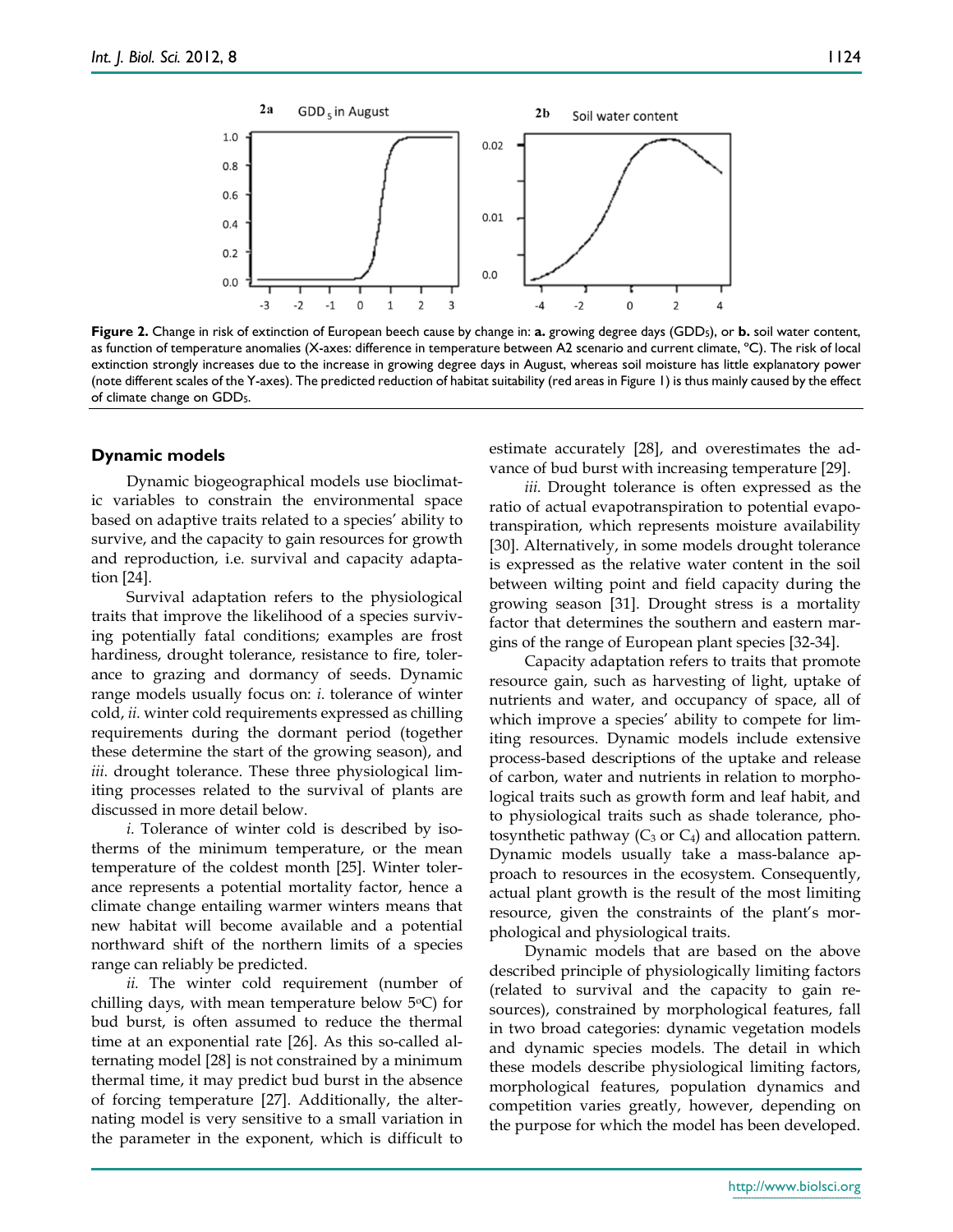**Figure 2.** Change in risk of extinction of European beech cause by change in: **a.** growing degree days ($GDD_5$), or **b.** soil water content, as function of temperature anomalies (X-axes: difference in temperature between A2 scenario and current climate, °C). The risk of local extinction strongly increases due to the increase in growing degree days in August, whereas soil moisture has little explanatory power (note different scales of the Y-axes). The predicted reduction of habitat suitability (red areas in Figure 1) is thus mainly caused by the effect of climate change on $GDD_5$.

## Dynamic models

Dynamic biogeographical models use bioclimatic variables to constrain the environmental space based on adaptive traits related to a species' ability to survive, and the capacity to gain resources for growth and reproduction, i.e. survival and capacity adaptation [24].

Survival adaptation refers to the physiological traits that improve the likelihood of a species surviving potentially fatal conditions; examples are frost hardiness, drought tolerance, resistance to fire, tolerance to grazing and dormancy of seeds. Dynamic range models usually focus on: *i.* tolerance of winter cold, *ii.* winter cold requirements expressed as chilling requirements during the dormant period (together these determine the start of the growing season), and *iii.* drought tolerance. These three physiological limiting processes related to the survival of plants are discussed in more detail below.

*i.* Tolerance of winter cold is described by isotherms of the minimum temperature, or the mean temperature of the coldest month [25]. Winter tolerance represents a potential mortality factor, hence a climate change entailing warmer winters means that new habitat will become available and a potential northward shift of the northern limits of a species range can reliably be predicted.

*ii.* The winter cold requirement (number of chilling days, with mean temperature below 5°C) for bud burst, is often assumed to reduce the thermal time at an exponential rate [26]. As this so-called alternating model [28] is not constrained by a minimum thermal time, it may predict bud burst in the absence of forcing temperature [27]. Additionally, the alternating model is very sensitive to a small variation in the parameter in the exponent, which is difficult to estimate accurately [28], and overestimates the advance of bud burst with increasing temperature [29].

*iii.* Drought tolerance is often expressed as the ratio of actual evapotranspiration to potential evapotranspiration, which represents moisture availability [30]. Alternatively, in some models drought tolerance is expressed as the relative water content in the soil between wilting point and field capacity during the growing season [31]. Drought stress is a mortality factor that determines the southern and eastern margins of the range of European plant species [32-34].

Capacity adaptation refers to traits that promote resource gain, such as harvesting of light, uptake of nutrients and water, and occupancy of space, all of which improve a species' ability to compete for limiting resources. Dynamic models include extensive process-based descriptions of the uptake and release of carbon, water and nutrients in relation to morphological traits such as growth form and leaf habit, and to physiological traits such as shade tolerance, photosynthetic pathway ($C_3$ or $C_4$) and allocation pattern. Dynamic models usually take a mass-balance approach to resources in the ecosystem. Consequently, actual plant growth is the result of the most limiting resource, given the constraints of the plant's morphological and physiological traits.

Dynamic models that are based on the above described principle of physiologically limiting factors (related to survival and the capacity to gain resources), constrained by morphological features, fall in two broad categories: dynamic vegetation models and dynamic species models. The detail in which these models describe physiological limiting factors, morphological features, population dynamics and competition varies greatly, however, depending on the purpose for which the model has been developed.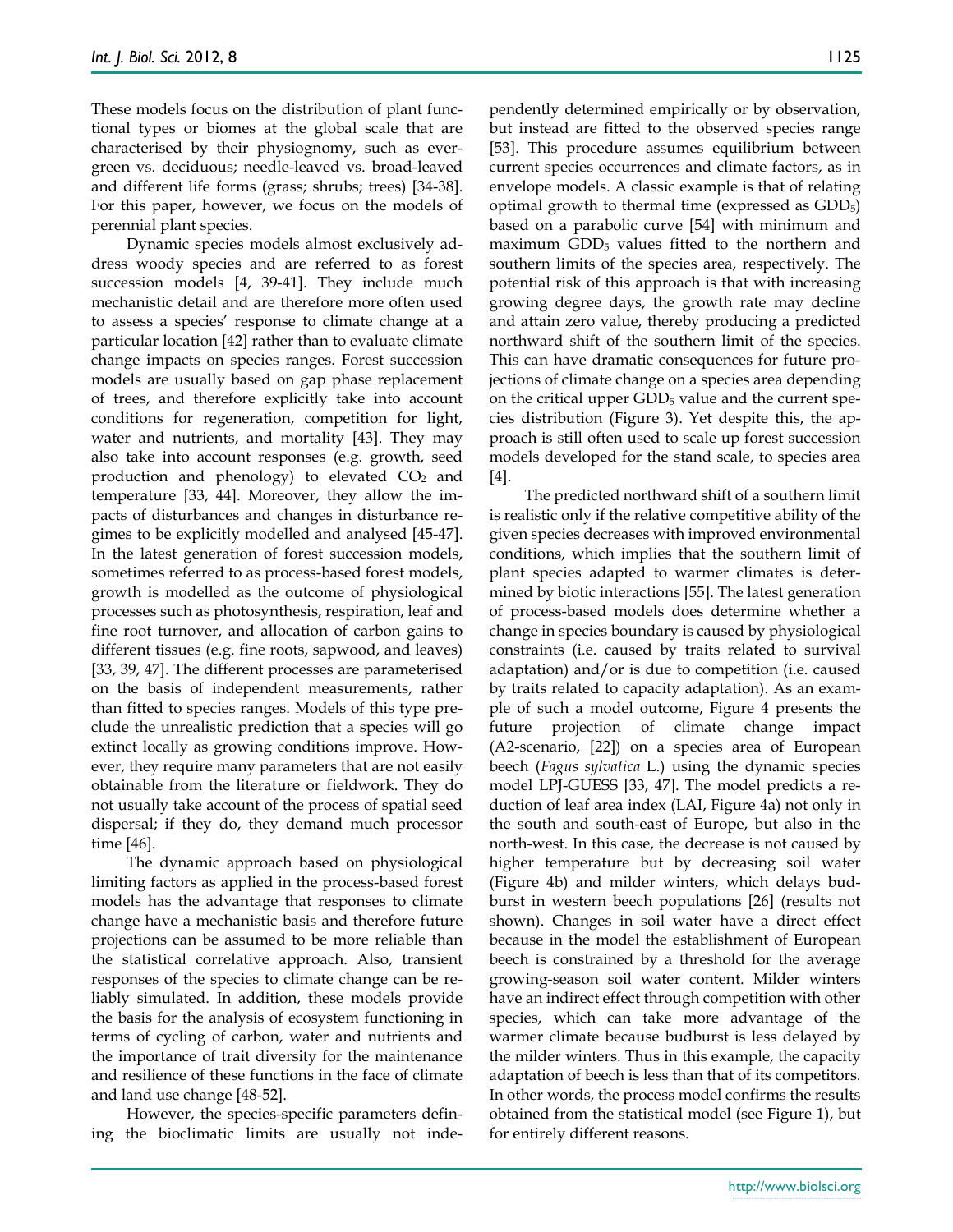These models focus on the distribution of plant functional types or biomes at the global scale that are characterised by their physiognomy, such as evergreen vs. deciduous; needle-leaved vs. broad-leaved and different life forms (grass; shrubs; trees) [34-38]. For this paper, however, we focus on the models of perennial plant species.

Dynamic species models almost exclusively address woody species and are referred to as forest succession models [4, 39-41]. They include much mechanistic detail and are therefore more often used to assess a species' response to climate change at a particular location [42] rather than to evaluate climate change impacts on species ranges. Forest succession models are usually based on gap phase replacement of trees, and therefore explicitly take into account conditions for regeneration, competition for light, water and nutrients, and mortality [43]. They may also take into account responses (e.g. growth, seed production and phenology) to elevated $CO_2$ and temperature [33, 44]. Moreover, they allow the impacts of disturbances and changes in disturbance regimes to be explicitly modelled and analysed [45-47]. In the latest generation of forest succession models, sometimes referred to as process-based forest models, growth is modelled as the outcome of physiological processes such as photosynthesis, respiration, leaf and fine root turnover, and allocation of carbon gains to different tissues (e.g. fine roots, sapwood, and leaves) [33, 39, 47]. The different processes are parameterised on the basis of independent measurements, rather than fitted to species ranges. Models of this type preclude the unrealistic prediction that a species will go extinct locally as growing conditions improve. However, they require many parameters that are not easily obtainable from the literature or fieldwork. They do not usually take account of the process of spatial seed dispersal; if they do, they demand much processor time [46].

The dynamic approach based on physiological limiting factors as applied in the process-based forest models has the advantage that responses to climate change have a mechanistic basis and therefore future projections can be assumed to be more reliable than the statistical correlative approach. Also, transient responses of the species to climate change can be reliably simulated. In addition, these models provide the basis for the analysis of ecosystem functioning in terms of cycling of carbon, water and nutrients and the importance of trait diversity for the maintenance and resilience of these functions in the face of climate and land use change [48-52].

However, the species-specific parameters defining the bioclimatic limits are usually not independently determined empirically or by observation, but instead are fitted to the observed species range [53]. This procedure assumes equilibrium between current species occurrences and climate factors, as in envelope models. A classic example is that of relating optimal growth to thermal time (expressed as $GDD_5$) based on a parabolic curve [54] with minimum and maximum $GDD_5$ values fitted to the northern and southern limits of the species area, respectively. The potential risk of this approach is that with increasing growing degree days, the growth rate may decline and attain zero value, thereby producing a predicted northward shift of the southern limit of the species. This can have dramatic consequences for future projections of climate change on a species area depending on the critical upper $GDD_5$ value and the current species distribution (Figure 3). Yet despite this, the approach is still often used to scale up forest succession models developed for the stand scale, to species area [4].

The predicted northward shift of a southern limit is realistic only if the relative competitive ability of the given species decreases with improved environmental conditions, which implies that the southern limit of plant species adapted to warmer climates is determined by biotic interactions [55]. The latest generation of process-based models does determine whether a change in species boundary is caused by physiological constraints (i.e. caused by traits related to survival adaptation) and/or is due to competition (i.e. caused by traits related to capacity adaptation). As an example of such a model outcome, Figure 4 presents the future projection of climate change impact (A2-scenario, [22]) on a species area of European beech (*Fagus sylvatica* L.) using the dynamic species model LPJ-GUESS [33, 47]. The model predicts a reduction of leaf area index (LAI, Figure 4a) not only in the south and south-east of Europe, but also in the north-west. In this case, the decrease is not caused by higher temperature but by decreasing soil water (Figure 4b) and milder winters, which delays budburst in western beech populations [26] (results not shown). Changes in soil water have a direct effect because in the model the establishment of European beech is constrained by a threshold for the average growing-season soil water content. Milder winters have an indirect effect through competition with other species, which can take more advantage of the warmer climate because budburst is less delayed by the milder winters. Thus in this example, the capacity adaptation of beech is less than that of its competitors. In other words, the process model confirms the results obtained from the statistical model (see Figure 1), but for entirely different reasons.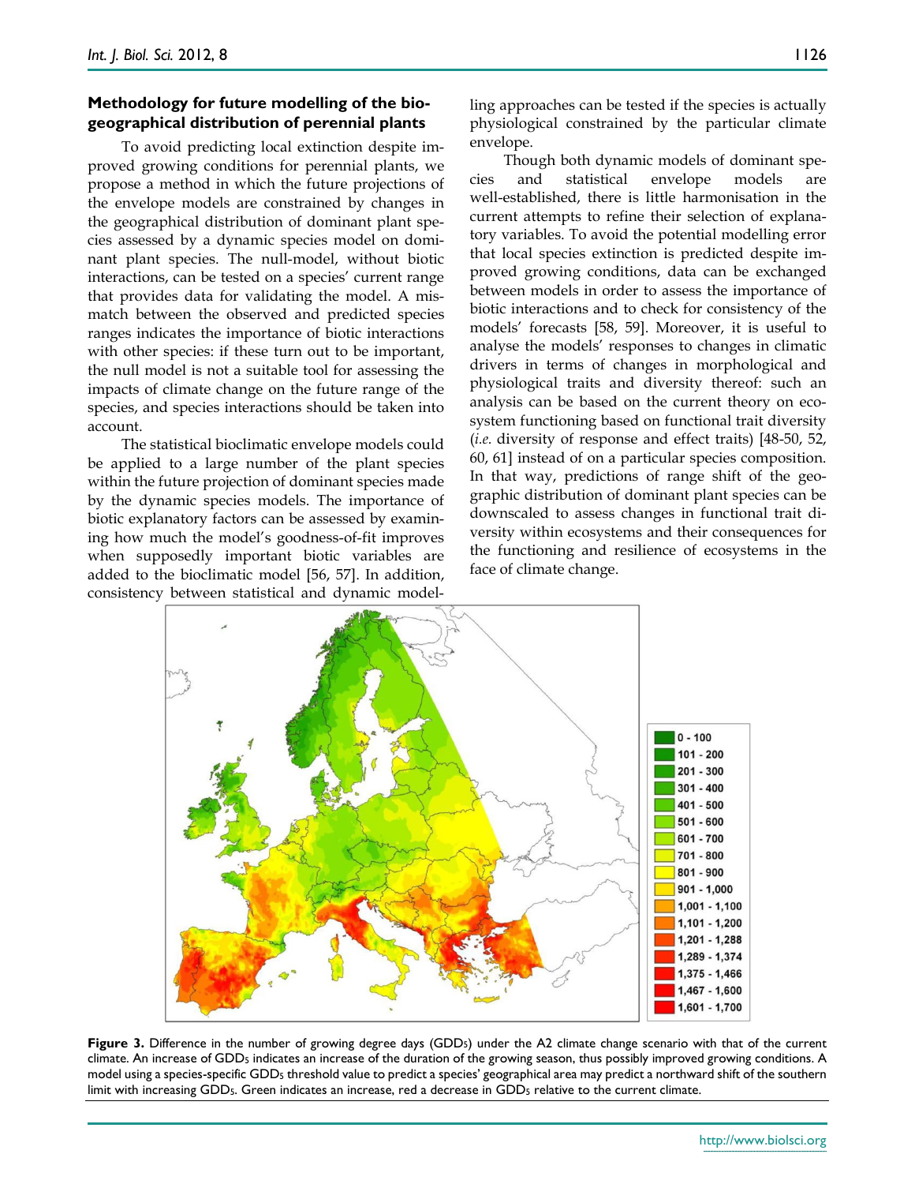## Methodology for future modelling of the biogeographical distribution of perennial plants

To avoid predicting local extinction despite improved growing conditions for perennial plants, we propose a method in which the future projections of the envelope models are constrained by changes in the geographical distribution of dominant plant species assessed by a dynamic species model on dominant plant species. The null-model, without biotic interactions, can be tested on a species' current range that provides data for validating the model. A mismatch between the observed and predicted species ranges indicates the importance of biotic interactions with other species: if these turn out to be important, the null model is not a suitable tool for assessing the impacts of climate change on the future range of the species, and species interactions should be taken into account.

The statistical bioclimatic envelope models could be applied to a large number of the plant species within the future projection of dominant species made by the dynamic species models. The importance of biotic explanatory factors can be assessed by examining how much the model's goodness-of-fit improves when supposedly important biotic variables are added to the bioclimatic model [56, 57]. In addition, consistency between statistical and dynamic modelling approaches can be tested if the species is actually physiological constrained by the particular climate envelope.

Though both dynamic models of dominant species and statistical envelope models are well-established, there is little harmonisation in the current attempts to refine their selection of explanatory variables. To avoid the potential modelling error that local species extinction is predicted despite improved growing conditions, data can be exchanged between models in order to assess the importance of biotic interactions and to check for consistency of the models' forecasts [58, 59]. Moreover, it is useful to analyse the models' responses to changes in climatic drivers in terms of changes in morphological and physiological traits and diversity thereof: such an analysis can be based on the current theory on ecosystem functioning based on functional trait diversity (*i.e.* diversity of response and effect traits) [48-50, 52, 60, 61] instead of on a particular species composition. In that way, predictions of range shift of the geographic distribution of dominant plant species can be downscaled to assess changes in functional trait diversity within ecosystems and their consequences for the functioning and resilience of ecosystems in the face of climate change.

**Figure 3.** Difference in the number of growing degree days ($GDD_5$) under the A2 climate change scenario with that of the current climate. An increase of $GDD_5$ indicates an increase of the duration of the growing season, thus possibly improved growing conditions. A model using a species-specific $GDD_5$ threshold value to predict a species' geographical area may predict a northward shift of the southern limit with increasing $GDD_5$. Green indicates an increase, red a decrease in $GDD_5$ relative to the current climate.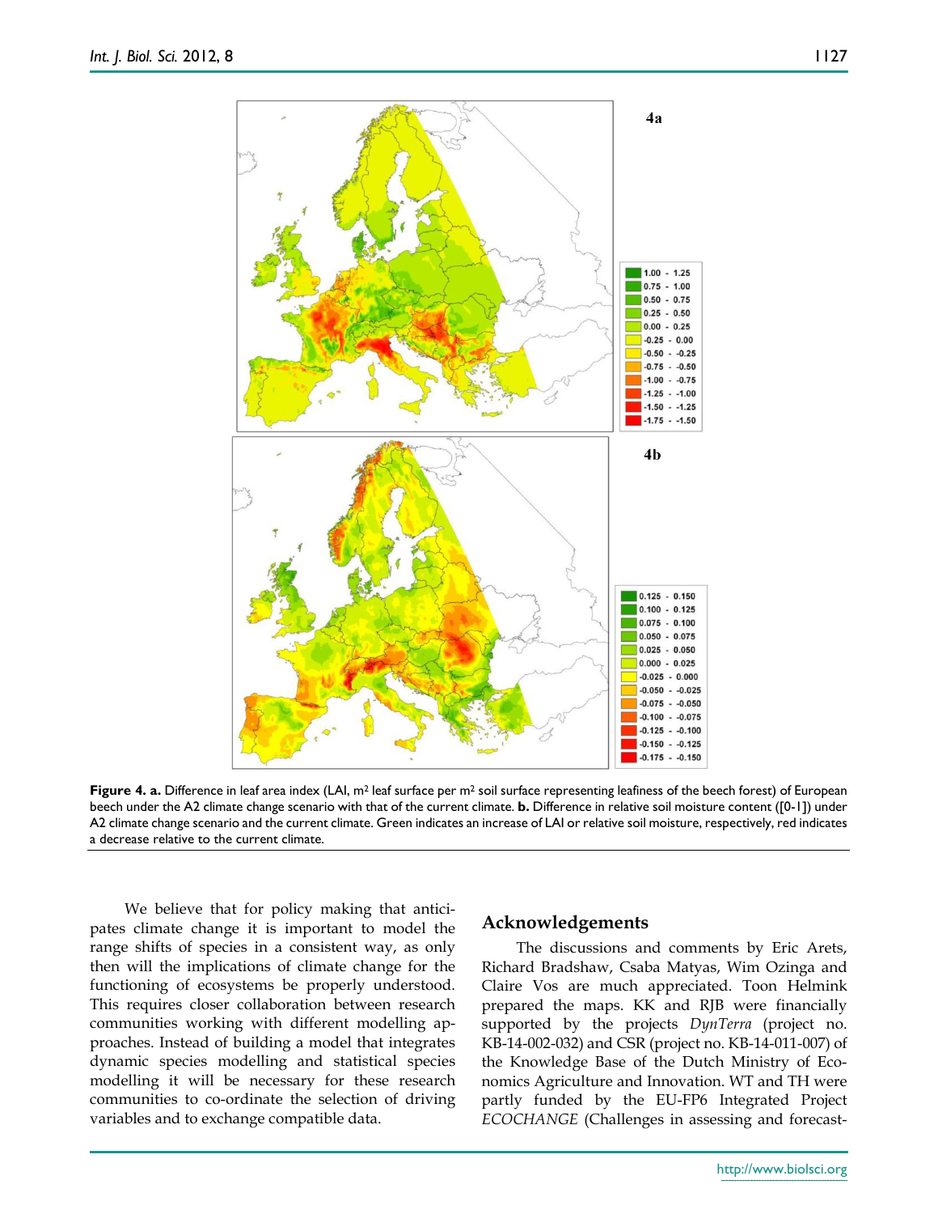**Figure 4. a.** Difference in leaf area index (LAI, $m^2$ leaf surface per $m^2$ soil surface representing leafiness of the beech forest) of European beech under the A2 climate change scenario with that of the current climate. **b.** Difference in relative soil moisture content ([0-1]) under A2 climate change scenario and the current climate. Green indicates an increase of LAI or relative soil moisture, respectively, red indicates a decrease relative to the current climate.

We believe that for policy making that anticipates climate change it is important to model the range shifts of species in a consistent way, as only then will the implications of climate change for the functioning of ecosystems be properly understood. This requires closer collaboration between research communities working with different modelling approaches. Instead of building a model that integrates dynamic species modelling and statistical species modelling it will be necessary for these research communities to co-ordinate the selection of driving variables and to exchange compatible data.

## Acknowledgements

The discussions and comments by Eric Arets, Richard Bradshaw, Csaba Matyas, Wim Ozinga and Claire Vos are much appreciated. Toon Helmink prepared the maps. KK and RJB were financially supported by the projects *DynTerra* (project no. KB-14-002-032) and CSR (project no. KB-14-011-007) of the Knowledge Base of the Dutch Ministry of Economics Agriculture and Innovation. WT and TH were partly funded by the EU-FP6 Integrated Project *ECOCHANGE* (Challenges in assessing and forecast-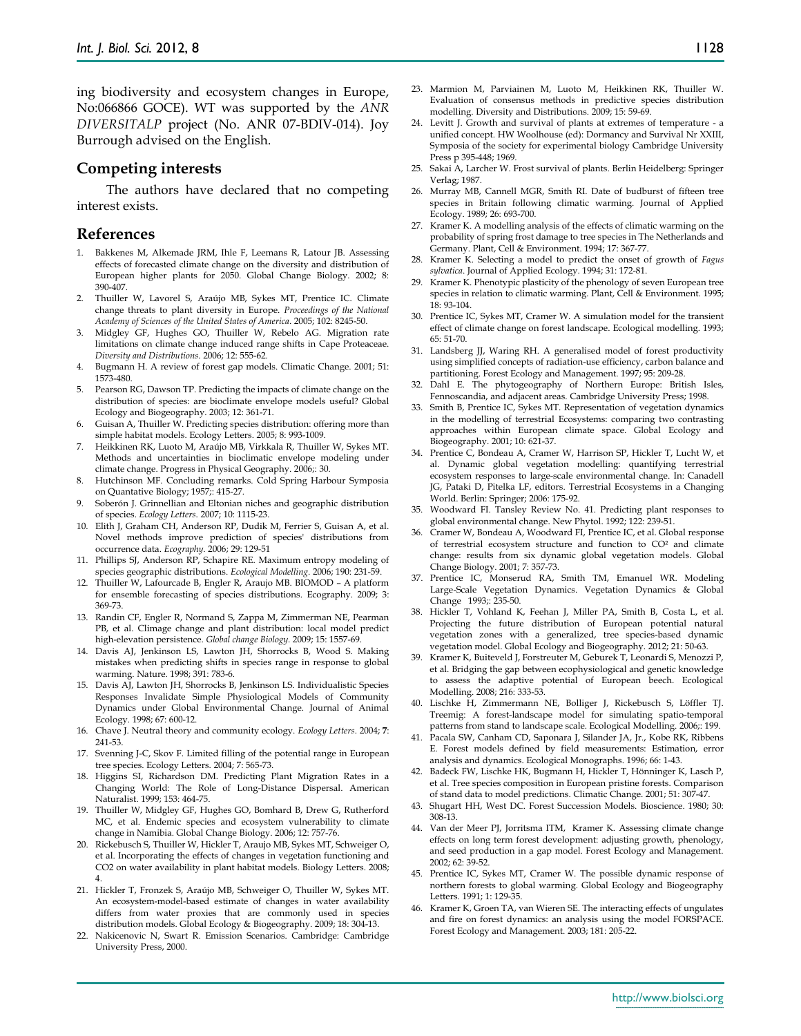ing biodiversity and ecosystem changes in Europe, No:066866 GOCE). WT was supported by the *ANR DIVERSITALP* project (No. ANR 07-BDIV-014). Joy Burrough advised on the English.

## Competing interests

The authors have declared that no competing interest exists.

## References

1. Bakkenes M, Alkemade JRM, Ihle F, Leemans R, Latour JB. Assessing effects of forecasted climate change on the diversity and distribution of European higher plants for 2050. Global Change Biology. 2002; 8: 390-407.
2. Thuiller W, Lavorel S, Araújo MB, Sykes MT, Prentice IC. Climate change threats to plant diversity in Europe. *Proceedings of the National Academy of Sciences of the United States of America*. 2005; 102: 8245-50.
3. Midgley GF, Hughes GO, Thuiller W, Rebelo AG. Migration rate limitations on climate change induced range shifts in Cape Proteaceae. *Diversity and Distributions*. 2006; 12: 555-62.
4. Bugmann H. A review of forest gap models. Climatic Change. 2001; 51: 1573-480.
5. Pearson RG, Dawson TP. Predicting the impacts of climate change on the distribution of species: are bioclimate envelope models useful? Global Ecology and Biogeography. 2003; 12: 361-71.
6. Guisan A, Thuiller W. Predicting species distribution: offering more than simple habitat models. Ecology Letters. 2005; 8: 993-1009.
7. Heikkinen RK, Luoto M, Araújo MB, Virkkala R, Thuiller W, Sykes MT. Methods and uncertainties in bioclimatic envelope modeling under climate change. Progress in Physical Geography. 2006;: 30.
8. Hutchinson MF. Concluding remarks. Cold Spring Harbour Symposia on Quantative Biology; 1957;: 415-27.
9. Soberón J. Grinnellian and Eltonian niches and geographic distribution of species. *Ecology Letters*. 2007; 10: 1115-23.
10. Elith J, Graham CH, Anderson RP, Dudik M, Ferrier S, Guisan A, et al. Novel methods improve prediction of species' distributions from occurrence data. *Ecography*. 2006; 29: 129-51
11. Phillips SJ, Anderson RP, Schapire RE. Maximum entropy modeling of species geographic distributions. *Ecological Modelling*. 2006; 190: 231-59.
12. Thuiller W, Lafourcade B, Engler R, Araujo MB. BIOMOD – A platform for ensemble forecasting of species distributions. Ecography. 2009; 3: 369-73.
13. Randin CF, Engler R, Normand S, Zappa M, Zimmerman NE, Pearman PB, et al. Climage change and plant distribution: local model predict high-elevation persistence. *Global change Biology*. 2009; 15: 1557-69.
14. Davis AJ, Jenkinson LS, Lawton JH, Shorrocks B, Wood S. Making mistakes when predicting shifts in species range in response to global warming. Nature. 1998; 391: 783-6.
15. Davis AJ, Lawton JH, Shorrocks B, Jenkinson LS. Individualistic Species Responses Invalidate Simple Physiological Models of Community Dynamics under Global Environmental Change. Journal of Animal Ecology. 1998; 67: 600-12.
16. Chave J. Neutral theory and community ecology. *Ecology Letters*. 2004; **7**: 241-53.
17. Svenning J-C, Skov F. Limited filling of the potential range in European tree species. Ecology Letters. 2004; 7: 565-73.
18. Higgins SI, Richardson DM. Predicting Plant Migration Rates in a Changing World: The Role of Long-Distance Dispersal. American Naturalist. 1999; 153: 464-75.
19. Thuiller W, Midgley GF, Hughes GO, Bomhard B, Drew G, Rutherford MC, et al. Endemic species and ecosystem vulnerability to climate change in Namibia. Global Change Biology. 2006; 12: 757-76.
20. Rickebusch S, Thuiller W, Hickler T, Araujo MB, Sykes MT, Schweiger O, et al. Incorporating the effects of changes in vegetation functioning and CO2 on water availability in plant habitat models. Biology Letters. 2008; 4.
21. Hickler T, Fronzek S, Araújo MB, Schweiger O, Thuiller W, Sykes MT. An ecosystem-model-based estimate of changes in water availability differs from water proxies that are commonly used in species distribution models. Global Ecology & Biogeography. 2009; 18: 304-13.
22. Nakicenovic N, Swart R. Emission Scenarios. Cambridge: Cambridge University Press, 2000.
23. Marmion M, Parviainen M, Luoto M, Heikkinen RK, Thuiller W. Evaluation of consensus methods in predictive species distribution modelling. Diversity and Distributions. 2009; 15: 59-69.
24. Levitt J. Growth and survival of plants at extremes of temperature - a unified concept. HW Woolhouse (ed): Dormancy and Survival Nr XXIII, Symposia of the society for experimental biology Cambridge University Press p 395-448; 1969.
25. Sakai A, Larcher W. Frost survival of plants. Berlin Heidelberg: Springer Verlag; 1987.
26. Murray MB, Cannell MGR, Smith RI. Date of budburst of fifteen tree species in Britain following climatic warming. Journal of Applied Ecology. 1989; 26: 693-700.
27. Kramer K. A modelling analysis of the effects of climatic warming on the probability of spring frost damage to tree species in The Netherlands and Germany. Plant, Cell & Environment. 1994; 17: 367-77.
28. Kramer K. Selecting a model to predict the onset of growth of *Fagus sylvatica*. Journal of Applied Ecology. 1994; 31: 172-81.
29. Kramer K. Phenotypic plasticity of the phenology of seven European tree species in relation to climatic warming. Plant, Cell & Environment. 1995; 18: 93-104.
30. Prentice IC, Sykes MT, Cramer W. A simulation model for the transient effect of climate change on forest landscape. Ecological modelling. 1993; 65: 51-70.
31. Landsberg JJ, Waring RH. A generalised model of forest productivity using simplified concepts of radiation-use efficiency, carbon balance and partitioning. Forest Ecology and Management. 1997; 95: 209-28.
32. Dahl E. The phytogeography of Northern Europe: British Isles, Fennoscandia, and adjacent areas. Cambridge University Press; 1998.
33. Smith B, Prentice IC, Sykes MT. Representation of vegetation dynamics in the modelling of terrestrial Ecosystems: comparing two contrasting approaches within European climate space. Global Ecology and Biogeography. 2001; 10: 621-37.
34. Prentice C, Bondeau A, Cramer W, Harrison SP, Hickler T, Lucht W, et al. Dynamic global vegetation modelling: quantifying terrestrial ecosystem responses to large-scale environmental change. In: Canadell JG, Pataki D, Pitelka LF, editors. Terrestrial Ecosystems in a Changing World. Berlin: Springer; 2006: 175-92.
35. Woodward FI. Tansley Review No. 41. Predicting plant responses to global environmental change. New Phytol. 1992; 122: 239-51.
36. Cramer W, Bondeau A, Woodward FI, Prentice IC, et al. Global response of terrestrial ecosystem structure and function to $CO^2$ and climate change: results from six dynamic global vegetation models. Global Change Biology. 2001; 7: 357-73.
37. Prentice IC, Monserud RA, Smith TM, Emanuel WR. Modeling Large-Scale Vegetation Dynamics. Vegetation Dynamics & Global Change 1993;: 235-50.
38. Hickler T, Vohland K, Feehan J, Miller PA, Smith B, Costa L, et al. Projecting the future distribution of European potential natural vegetation zones with a generalized, tree species-based dynamic vegetation model. Global Ecology and Biogeography. 2012; 21: 50-63.
39. Kramer K, Buiteveld J, Forstreuter M, Geburek T, Leonardi S, Menozzi P, et al. Bridging the gap between ecophysiological and genetic knowledge to assess the adaptive potential of European beech. Ecological Modelling. 2008; 216: 333-53.
40. Lischke H, Zimmermann NE, Bolliger J, Rickebusch S, Löffler TJ. Treemig: A forest-landscape model for simulating spatio-temporal patterns from stand to landscape scale. Ecological Modelling. 2006;: 199.
41. Pacala SW, Canham CD, Saponara J, Silander JA, Jr., Kobe RK, Ribbens E. Forest models defined by field measurements: Estimation, error analysis and dynamics. Ecological Monographs. 1996; 66: 1-43.
42. Badeck FW, Lischke HK, Bugmann H, Hickler T, Hönninger K, Lasch P, et al. Tree species composition in European pristine forests. Comparison of stand data to model predictions. Climatic Change. 2001; 51: 307-47.
43. Shugart HH, West DC. Forest Succession Models. Bioscience. 1980; 30: 308-13.
44. Van der Meer PJ, Jorritsma ITM, Kramer K. Assessing climate change effects on long term forest development: adjusting growth, phenology, and seed production in a gap model. Forest Ecology and Management. 2002; 62: 39-52.
45. Prentice IC, Sykes MT, Cramer W. The possible dynamic response of northern forests to global warming. Global Ecology and Biogeography Letters. 1991; 1: 129-35.
46. Kramer K, Groen TA, van Wieren SE. The interacting effects of ungulates and fire on forest dynamics: an analysis using the model FORSPACE. Forest Ecology and Management. 2003; 181: 205-22.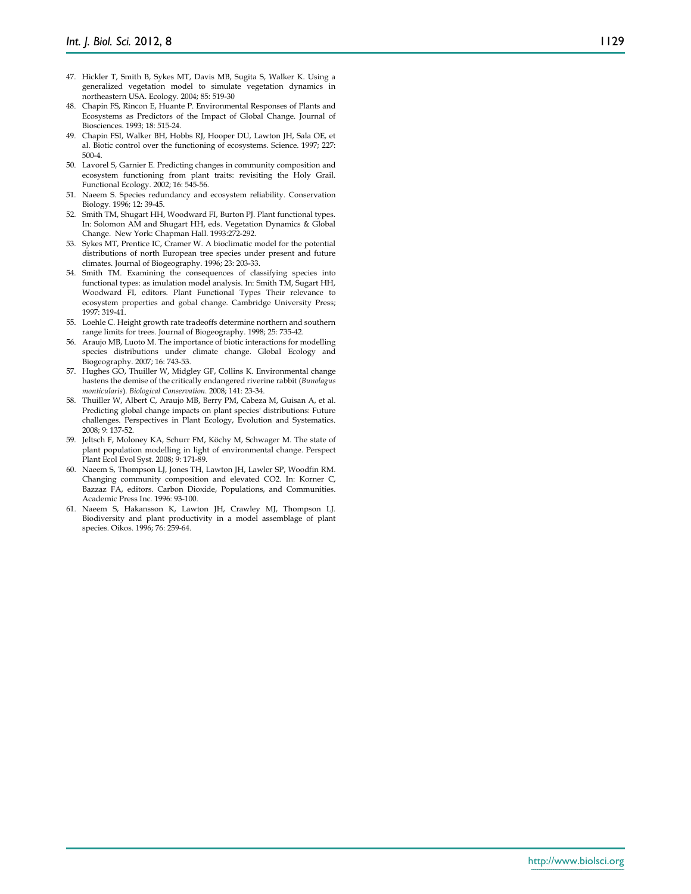47. Hickler T, Smith B, Sykes MT, Davis MB, Sugita S, Walker K. Using a generalized vegetation model to simulate vegetation dynamics in northeastern USA. Ecology. 2004; 85: 519-30
48. Chapin FS, Rincon E, Huante P. Environmental Responses of Plants and Ecosystems as Predictors of the Impact of Global Change. Journal of Biosciences. 1993; 18: 515-24.
49. Chapin FSI, Walker BH, Hobbs RJ, Hooper DU, Lawton JH, Sala OE, et al. Biotic control over the functioning of ecosystems. Science. 1997; 227: 500-4.
50. Lavorel S, Garnier E. Predicting changes in community composition and ecosystem functioning from plant traits: revisiting the Holy Grail. Functional Ecology. 2002; 16: 545-56.
51. Naeem S. Species redundancy and ecosystem reliability. Conservation Biology. 1996; 12: 39-45.
52. Smith TM, Shugart HH, Woodward FI, Burton PJ. Plant functional types. In: Solomon AM and Shugart HH, eds. Vegetation Dynamics & Global Change. New York: Chapman Hall. 1993:272-292.
53. Sykes MT, Prentice IC, Cramer W. A bioclimatic model for the potential distributions of north European tree species under present and future climates. Journal of Biogeography. 1996; 23: 203-33.
54. Smith TM. Examining the consequences of classifying species into functional types: as imulation model analysis. In: Smith TM, Sugart HH, Woodward FI, editors. Plant Functional Types Their relevance to ecosystem properties and gobal change. Cambridge University Press; 1997: 319-41.
55. Loehle C. Height growth rate tradeoffs determine northern and southern range limits for trees. Journal of Biogeography. 1998; 25: 735-42.
56. Araujo MB, Luoto M. The importance of biotic interactions for modelling species distributions under climate change. Global Ecology and Biogeography. 2007; 16: 743-53.
57. Hughes GO, Thuiller W, Midgley GF, Collins K. Environmental change hastens the demise of the critically endangered riverine rabbit (*Bunolagus monticularis*). *Biological Conservation*. 2008; 141: 23-34.
58. Thuiller W, Albert C, Araujo MB, Berry PM, Cabeza M, Guisan A, et al. Predicting global change impacts on plant species' distributions: Future challenges. Perspectives in Plant Ecology, Evolution and Systematics. 2008; 9: 137-52.
59. Jeltsch F, Moloney KA, Schurr FM, Köchy M, Schwager M. The state of plant population modelling in light of environmental change. Perspect Plant Ecol Evol Syst. 2008; 9: 171-89.
60. Naeem S, Thompson LJ, Jones TH, Lawton JH, Lawler SP, Woodfin RM. Changing community composition and elevated CO2. In: Korner C, Bazzaz FA, editors. Carbon Dioxide, Populations, and Communities. Academic Press Inc. 1996: 93-100.
61. Naeem S, Hakansson K, Lawton JH, Crawley MJ, Thompson LJ. Biodiversity and plant productivity in a model assemblage of plant species. Oikos. 1996; 76: 259-64.